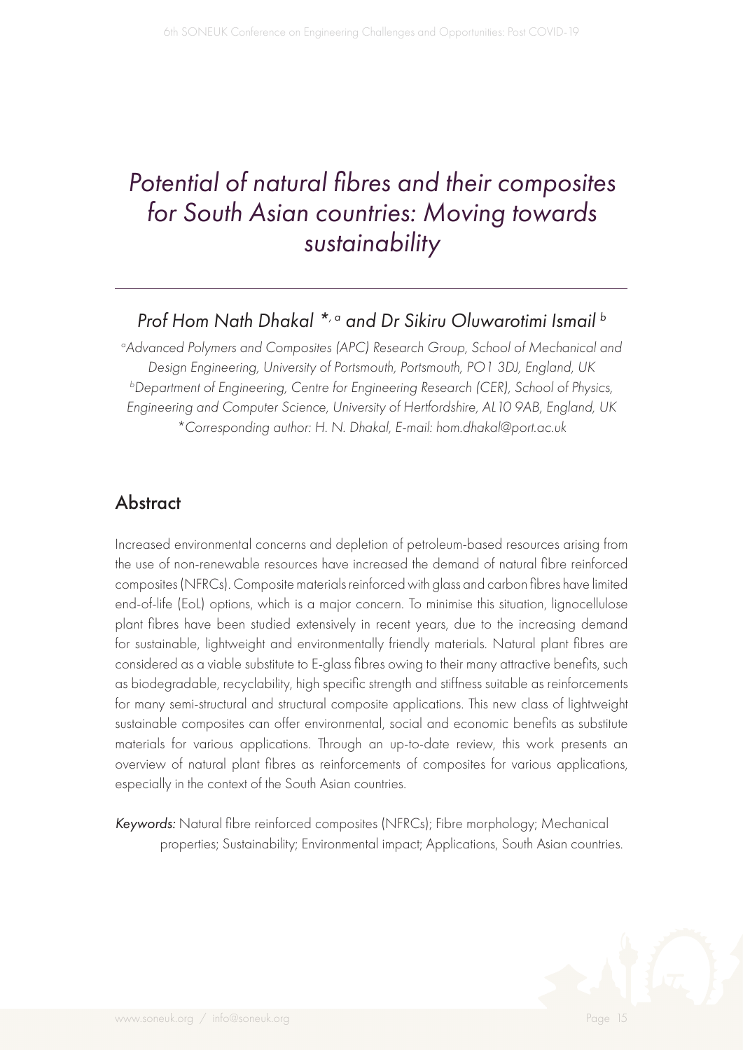# *Potential of natural fibres and their composites for South Asian countries: Moving towards sustainability*

*Prof Hom Nath Dhakal \*, [a] and Dr Sikiru Oluwarotimi Ismail [b]*

*[a]Advanced Polymers and Composites (APC) Research Group, School of Mechanical and Design Engineering, University of Portsmouth, Portsmouth, PO1 3DJ, England, UK*
*[b]Department of Engineering, Centre for Engineering Research (CER), School of Physics, Engineering and Computer Science, University of Hertfordshire, AL10 9AB, England, UK*
*\*Corresponding author: H. N. Dhakal, E-mail: hom.dhakal@port.ac.uk*

## Abstract

Increased environmental concerns and depletion of petroleum-based resources arising from the use of non-renewable resources have increased the demand of natural fibre reinforced composites (NFRCs). Composite materials reinforced with glass and carbon fibres have limited end-of-life (EoL) options, which is a major concern. To minimise this situation, lignocellulose plant fibres have been studied extensively in recent years, due to the increasing demand for sustainable, lightweight and environmentally friendly materials. Natural plant fibres are considered as a viable substitute to E-glass fibres owing to their many attractive benefits, such as biodegradable, recyclability, high specific strength and stiffness suitable as reinforcements for many semi-structural and structural composite applications. This new class of lightweight sustainable composites can offer environmental, social and economic benefits as substitute materials for various applications. Through an up-to-date review, this work presents an overview of natural plant fibres as reinforcements of composites for various applications, especially in the context of the South Asian countries.

*Keywords:* Natural fibre reinforced composites (NFRCs); Fibre morphology; Mechanical properties; Sustainability; Environmental impact; Applications, South Asian countries.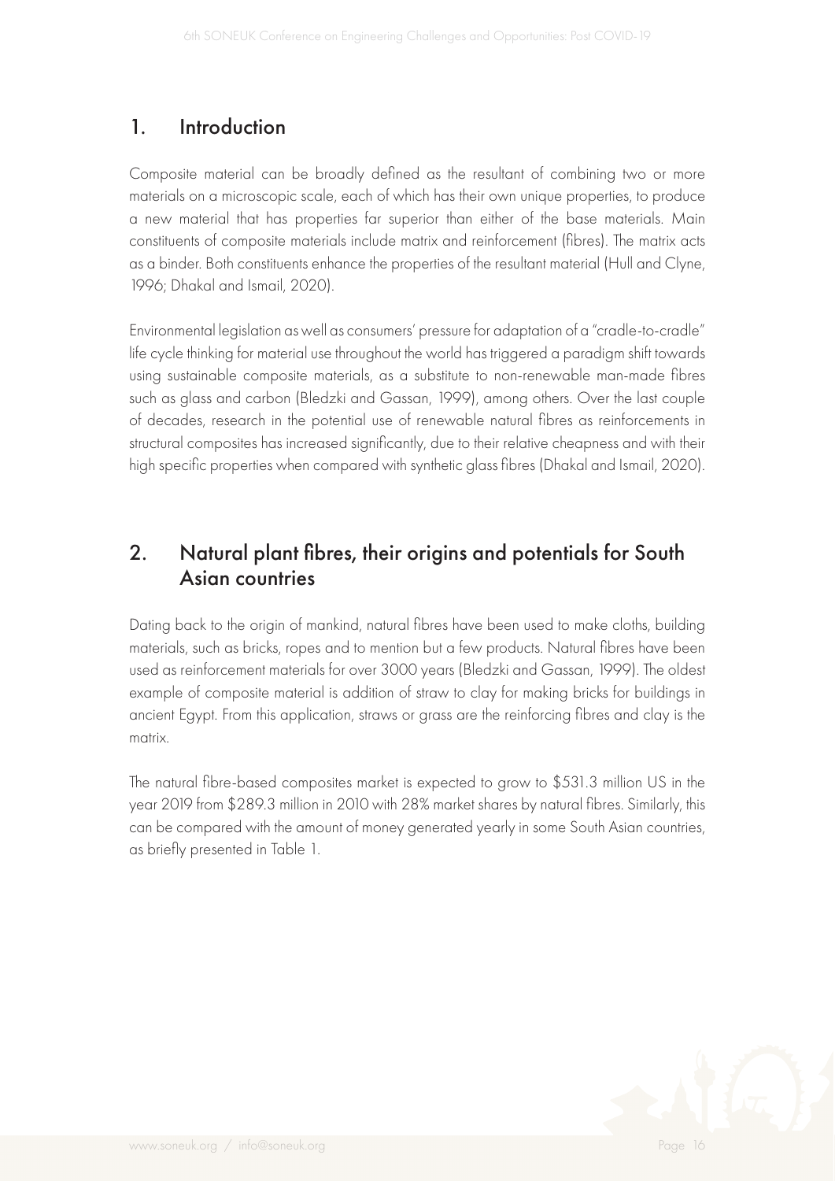## 1. Introduction

Composite material can be broadly defined as the resultant of combining two or more materials on a microscopic scale, each of which has their own unique properties, to produce a new material that has properties far superior than either of the base materials. Main constituents of composite materials include matrix and reinforcement (fibres). The matrix acts as a binder. Both constituents enhance the properties of the resultant material (Hull and Clyne, 1996; Dhakal and Ismail, 2020).

Environmental legislation as well as consumers' pressure for adaptation of a "cradle-to-cradle" life cycle thinking for material use throughout the world has triggered a paradigm shift towards using sustainable composite materials, as a substitute to non-renewable man-made fibres such as glass and carbon (Bledzki and Gassan, 1999), among others. Over the last couple of decades, research in the potential use of renewable natural fibres as reinforcements in structural composites has increased significantly, due to their relative cheapness and with their high specific properties when compared with synthetic glass fibres (Dhakal and Ismail, 2020).

## 2. Natural plant fibres, their origins and potentials for South Asian countries

Dating back to the origin of mankind, natural fibres have been used to make cloths, building materials, such as bricks, ropes and to mention but a few products. Natural fibres have been used as reinforcement materials for over 3000 years (Bledzki and Gassan, 1999). The oldest example of composite material is addition of straw to clay for making bricks for buildings in ancient Egypt. From this application, straws or grass are the reinforcing fibres and clay is the matrix.

The natural fibre-based composites market is expected to grow to $531.3 million US in the year 2019 from $289.3 million in 2010 with 28% market shares by natural fibres. Similarly, this can be compared with the amount of money generated yearly in some South Asian countries, as briefly presented in Table 1.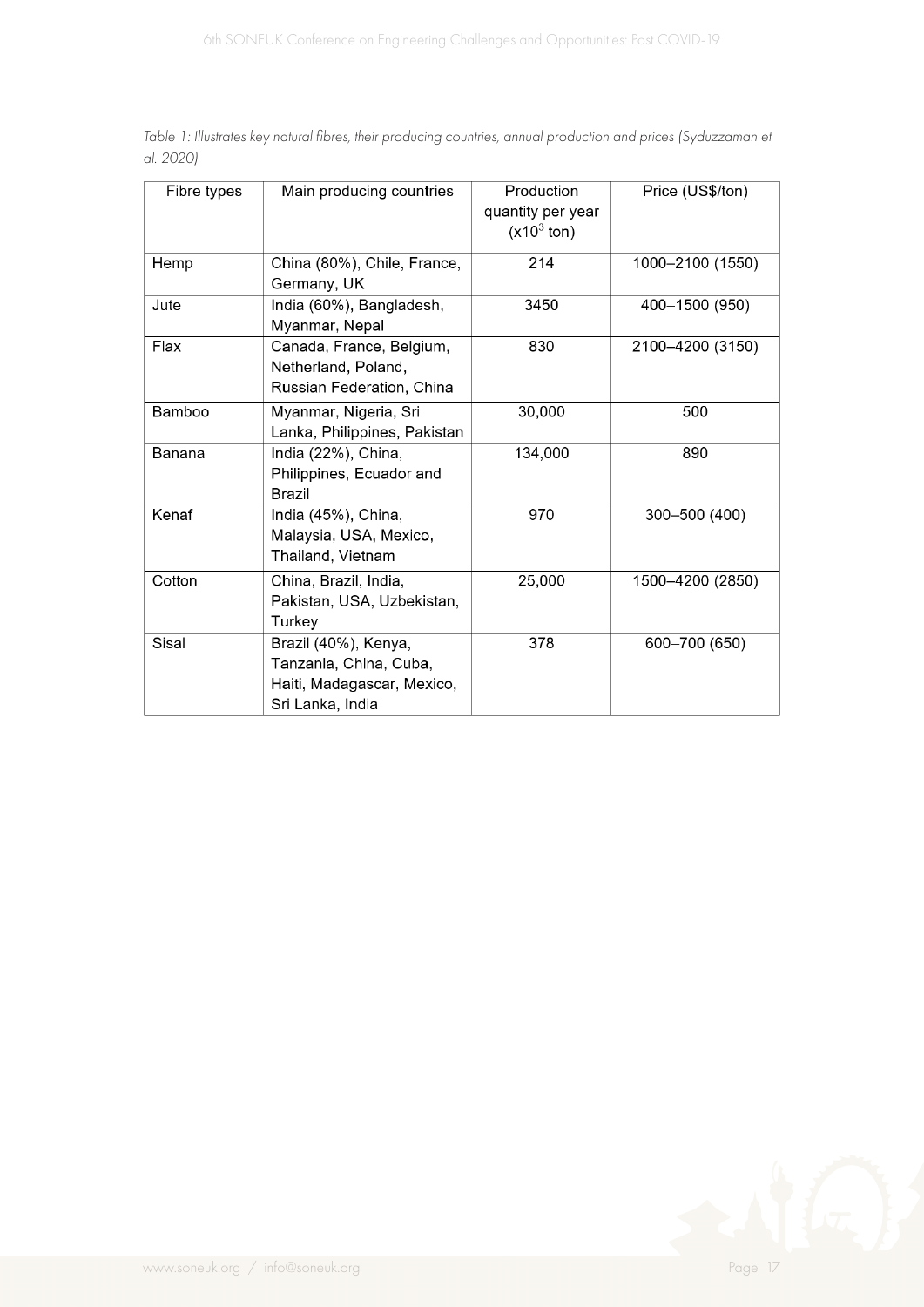*Table 1: Illustrates key natural fibres, their producing countries, annual production and prices (Syduzzaman et al. 2020)*

| Fibre types | Main producing countries | Production quantity per year ($x10^3$ ton) | Price (US$/ton) |
|---|---|---|---|
| Hemp | China (80%), Chile, France, Germany, UK | 214 | 1000–2100 (1550) |
| Jute | India (60%), Bangladesh, Myanmar, Nepal | 3450 | 400–1500 (950) |
| Flax | Canada, France, Belgium, Netherland, Poland, Russian Federation, China | 830 | 2100–4200 (3150) |
| Bamboo | Myanmar, Nigeria, Sri Lanka, Philippines, Pakistan | 30,000 | 500 |
| Banana | India (22%), China, Philippines, Ecuador and Brazil | 134,000 | 890 |
| Kenaf | India (45%), China, Malaysia, USA, Mexico, Thailand, Vietnam | 970 | 300–500 (400) |
| Cotton | China, Brazil, India, Pakistan, USA, Uzbekistan, Turkey | 25,000 | 1500–4200 (2850) |
| Sisal | Brazil (40%), Kenya, Tanzania, China, Cuba, Haiti, Madagascar, Mexico, Sri Lanka, India | 378 | 600–700 (650) |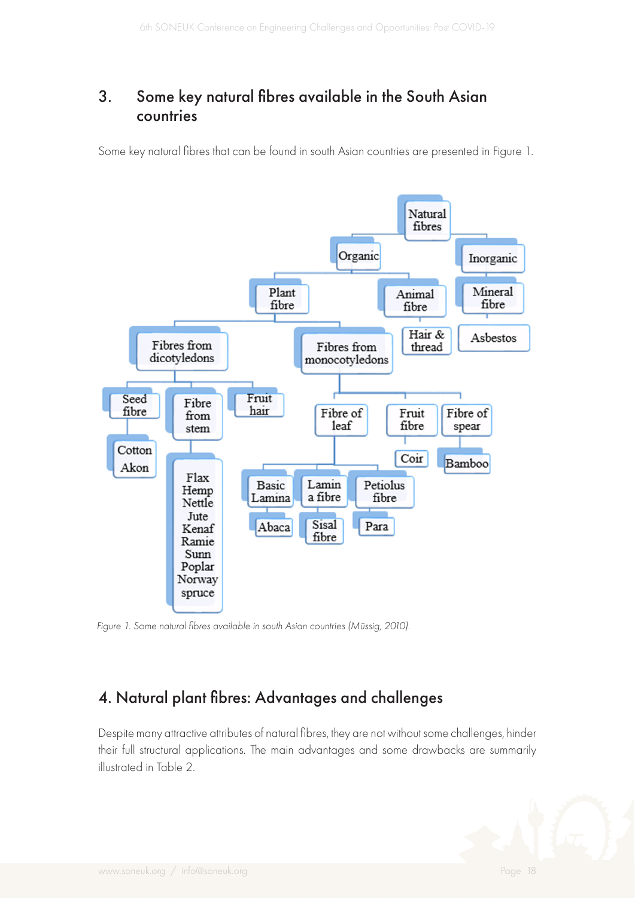## 3. Some key natural fibres available in the South Asian countries

Some key natural fibres that can be found in south Asian countries are presented in Figure 1.

*Figure 1. Some natural fibres available in south Asian countries (Müssig, 2010).*

## 4. Natural plant fibres: Advantages and challenges

Despite many attractive attributes of natural fibres, they are not without some challenges, hinder their full structural applications. The main advantages and some drawbacks are summarily illustrated in Table 2.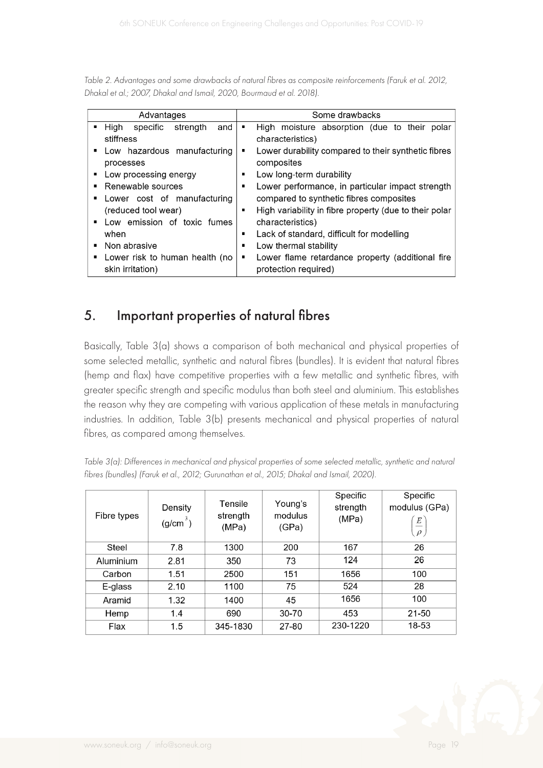*Table 2. Advantages and some drawbacks of natural fibres as composite reinforcements (Faruk et al. 2012, Dhakal et al.; 2007, Dhakal and Ismail, 2020, Bourmaud et al. 2018).*

| Advantages | Some drawbacks |
|---|---|
| ▪ High specific strength and stiffness<br>▪ Low hazardous manufacturing processes<br>▪ Low processing energy<br>▪ Renewable sources<br>▪ Lower cost of manufacturing (reduced tool wear)<br>▪ Low emission of toxic fumes when<br>▪ Non abrasive<br>▪ Lower risk to human health (no skin irritation) | ▪ High moisture absorption (due to their polar characteristics)<br>▪ Lower durability compared to their synthetic fibres composites<br>▪ Low long-term durability<br>▪ Lower performance, in particular impact strength compared to synthetic fibres composites<br>▪ High variability in fibre property (due to their polar characteristics)<br>▪ Lack of standard, difficult for modelling<br>▪ Low thermal stability<br>▪ Lower flame retardance property (additional fire protection required) |

## 5. Important properties of natural fibres

Basically, Table 3(a) shows a comparison of both mechanical and physical properties of some selected metallic, synthetic and natural fibres (bundles). It is evident that natural fibres (hemp and flax) have competitive properties with a few metallic and synthetic fibres, with greater specific strength and specific modulus than both steel and aluminium. This establishes the reason why they are competing with various application of these metals in manufacturing industries. In addition, Table 3(b) presents mechanical and physical properties of natural fibres, as compared among themselves.

*Table 3(a): Differences in mechanical and physical properties of some selected metallic, synthetic and natural fibres (bundles) (Faruk et al., 2012; Gurunathan et al., 2015; Dhakal and Ismail, 2020).*

| Fibre types | Density ($g/cm^3$) | Tensile strength (MPa) | Young's modulus (GPa) | Specific strength (MPa) | Specific modulus (GPa) $\left(\frac{E}{\rho}\right)$ |
|---|---|---|---|---|---|
| Steel | 7.8 | 1300 | 200 | 167 | 26 |
| Aluminium | 2.81 | 350 | 73 | 124 | 26 |
| Carbon | 1.51 | 2500 | 151 | 1656 | 100 |
| E-glass | 2.10 | 1100 | 75 | 524 | 28 |
| Aramid | 1.32 | 1400 | 45 | 1656 | 100 |
| Hemp | 1.4 | 690 | 30-70 | 453 | 21-50 |
| Flax | 1.5 | 345-1830 | 27-80 | 230-1220 | 18-53 |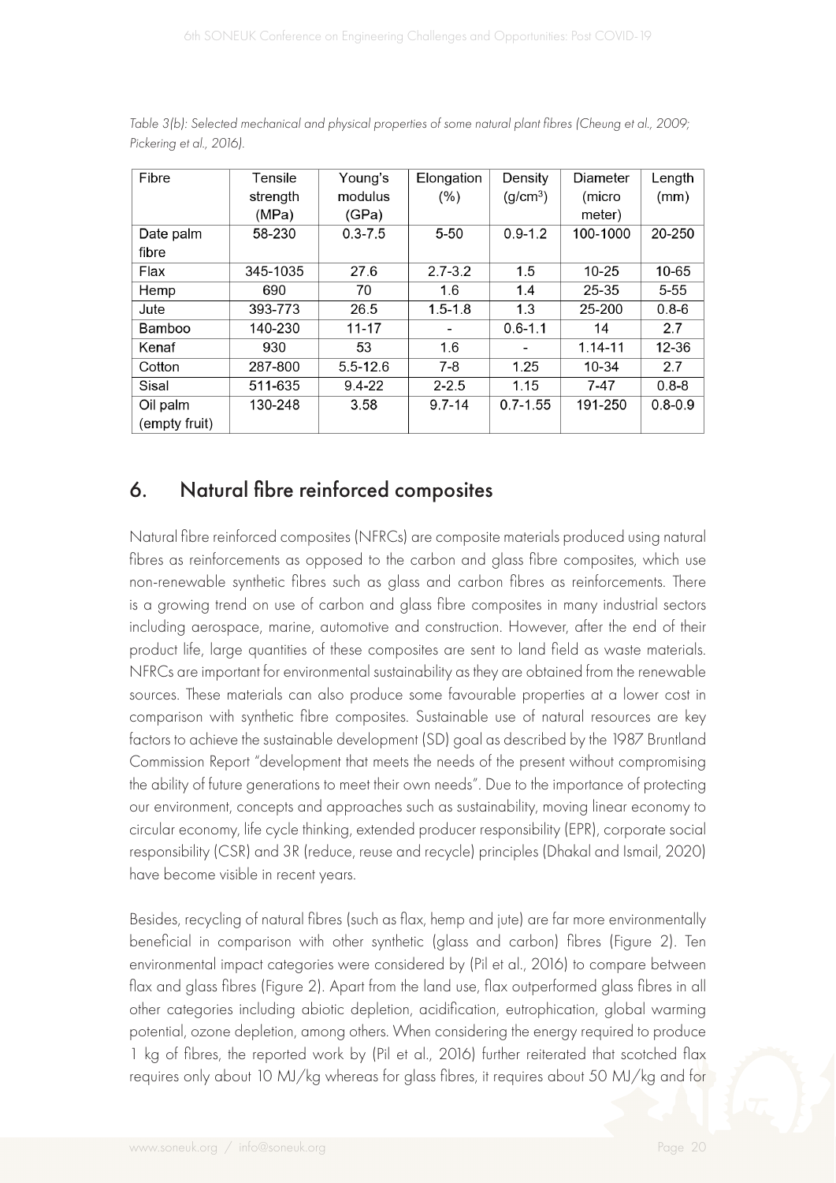*Table 3(b): Selected mechanical and physical properties of some natural plant fibres (Cheung et al., 2009; Pickering et al., 2016).*

| Fibre | Tensile strength (MPa) | Young's modulus (GPa) | Elongation (%) | Density ($g/cm^3$) | Diameter (micro meter) | Length (mm) |
|---|---|---|---|---|---|---|
| Date palm fibre | 58-230 | 0.3-7.5 | 5-50 | 0.9-1.2 | 100-1000 | 20-250 |
| Flax | 345-1035 | 27.6 | 2.7-3.2 | 1.5 | 10-25 | 10-65 |
| Hemp | 690 | 70 | 1.6 | 1.4 | 25-35 | 5-55 |
| Jute | 393-773 | 26.5 | 1.5-1.8 | 1.3 | 25-200 | 0.8-6 |
| Bamboo | 140-230 | 11-17 | - | 0.6-1.1 | 14 | 2.7 |
| Kenaf | 930 | 53 | 1.6 | - | 1.14-11 | 12-36 |
| Cotton | 287-800 | 5.5-12.6 | 7-8 | 1.25 | 10-34 | 2.7 |
| Sisal | 511-635 | 9.4-22 | 2-2.5 | 1.15 | 7-47 | 0.8-8 |
| Oil palm (empty fruit) | 130-248 | 3.58 | 9.7-14 | 0.7-1.55 | 191-250 | 0.8-0.9 |

## 6. Natural fibre reinforced composites

Natural fibre reinforced composites (NFRCs) are composite materials produced using natural fibres as reinforcements as opposed to the carbon and glass fibre composites, which use non-renewable synthetic fibres such as glass and carbon fibres as reinforcements. There is a growing trend on use of carbon and glass fibre composites in many industrial sectors including aerospace, marine, automotive and construction. However, after the end of their product life, large quantities of these composites are sent to land field as waste materials. NFRCs are important for environmental sustainability as they are obtained from the renewable sources. These materials can also produce some favourable properties at a lower cost in comparison with synthetic fibre composites. Sustainable use of natural resources are key factors to achieve the sustainable development (SD) goal as described by the 1987 Bruntland Commission Report "development that meets the needs of the present without compromising the ability of future generations to meet their own needs". Due to the importance of protecting our environment, concepts and approaches such as sustainability, moving linear economy to circular economy, life cycle thinking, extended producer responsibility (EPR), corporate social responsibility (CSR) and 3R (reduce, reuse and recycle) principles (Dhakal and Ismail, 2020) have become visible in recent years.

Besides, recycling of natural fibres (such as flax, hemp and jute) are far more environmentally beneficial in comparison with other synthetic (glass and carbon) fibres (Figure 2). Ten environmental impact categories were considered by (Pil et al., 2016) to compare between flax and glass fibres (Figure 2). Apart from the land use, flax outperformed glass fibres in all other categories including abiotic depletion, acidification, eutrophication, global warming potential, ozone depletion, among others. When considering the energy required to produce 1 kg of fibres, the reported work by (Pil et al., 2016) further reiterated that scotched flax requires only about 10 MJ/kg whereas for glass fibres, it requires about 50 MJ/kg and for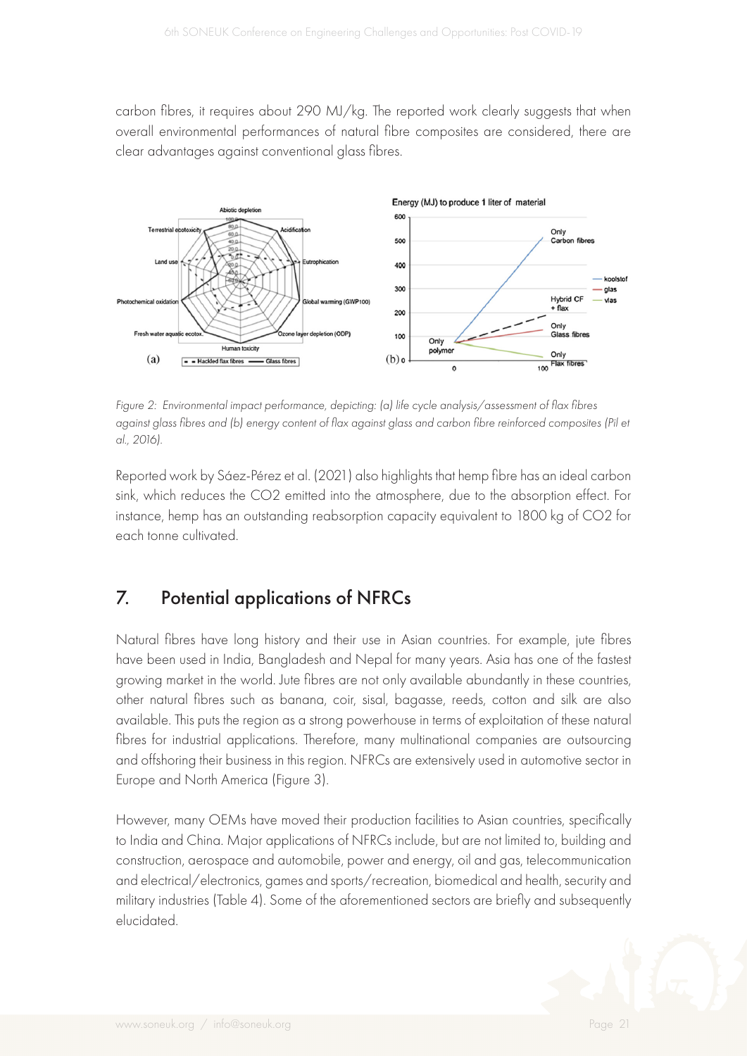carbon fibres, it requires about 290 MJ/kg. The reported work clearly suggests that when overall environmental performances of natural fibre composites are considered, there are clear advantages against conventional glass fibres.

*Figure 2: Environmental impact performance, depicting: (a) life cycle analysis/assessment of flax fibres against glass fibres and (b) energy content of flax against glass and carbon fibre reinforced composites (Pil et al., 2016).*

Reported work by Sáez-Pérez et al. (2021) also highlights that hemp fibre has an ideal carbon sink, which reduces the $CO_2$ emitted into the atmosphere, due to the absorption effect. For instance, hemp has an outstanding reabsorption capacity equivalent to 1800 kg of $CO_2$ for each tonne cultivated.

## 7. Potential applications of NFRCs

Natural fibres have long history and their use in Asian countries. For example, jute fibres have been used in India, Bangladesh and Nepal for many years. Asia has one of the fastest growing market in the world. Jute fibres are not only available abundantly in these countries, other natural fibres such as banana, coir, sisal, bagasse, reeds, cotton and silk are also available. This puts the region as a strong powerhouse in terms of exploitation of these natural fibres for industrial applications. Therefore, many multinational companies are outsourcing and offshoring their business in this region. NFRCs are extensively used in automotive sector in Europe and North America (Figure 3).

However, many OEMs have moved their production facilities to Asian countries, specifically to India and China. Major applications of NFRCs include, but are not limited to, building and construction, aerospace and automobile, power and energy, oil and gas, telecommunication and electrical/electronics, games and sports/recreation, biomedical and health, security and military industries (Table 4). Some of the aforementioned sectors are briefly and subsequently elucidated.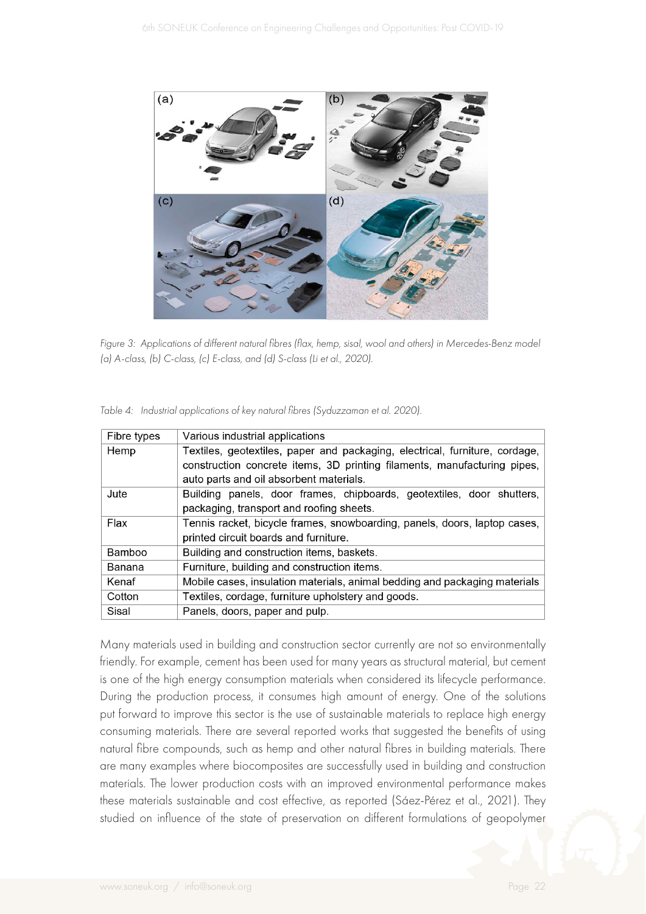*Figure 3: Applications of different natural fibres (flax, hemp, sisal, wool and others) in Mercedes-Benz model (a) A-class, (b) C-class, (c) E-class, and (d) S-class (Li et al., 2020).*

*Table 4: Industrial applications of key natural fibres (Syduzzaman et al. 2020).*

| Fibre types | Various industrial applications |
|---|---|
| Hemp | Textiles, geotextiles, paper and packaging, electrical, furniture, cordage, construction concrete items, 3D printing filaments, manufacturing pipes, auto parts and oil absorbent materials. |
| Jute | Building panels, door frames, chipboards, geotextiles, door shutters, packaging, transport and roofing sheets. |
| Flax | Tennis racket, bicycle frames, snowboarding, panels, doors, laptop cases, printed circuit boards and furniture. |
| Bamboo | Building and construction items, baskets. |
| Banana | Furniture, building and construction items. |
| Kenaf | Mobile cases, insulation materials, animal bedding and packaging materials |
| Cotton | Textiles, cordage, furniture upholstery and goods. |
| Sisal | Panels, doors, paper and pulp. |

Many materials used in building and construction sector currently are not so environmentally friendly. For example, cement has been used for many years as structural material, but cement is one of the high energy consumption materials when considered its lifecycle performance. During the production process, it consumes high amount of energy. One of the solutions put forward to improve this sector is the use of sustainable materials to replace high energy consuming materials. There are several reported works that suggested the benefits of using natural fibre compounds, such as hemp and other natural fibres in building materials. There are many examples where biocomposites are successfully used in building and construction materials. The lower production costs with an improved environmental performance makes these materials sustainable and cost effective, as reported (Sáez-Pérez et al., 2021). They studied on influence of the state of preservation on different formulations of geopolymer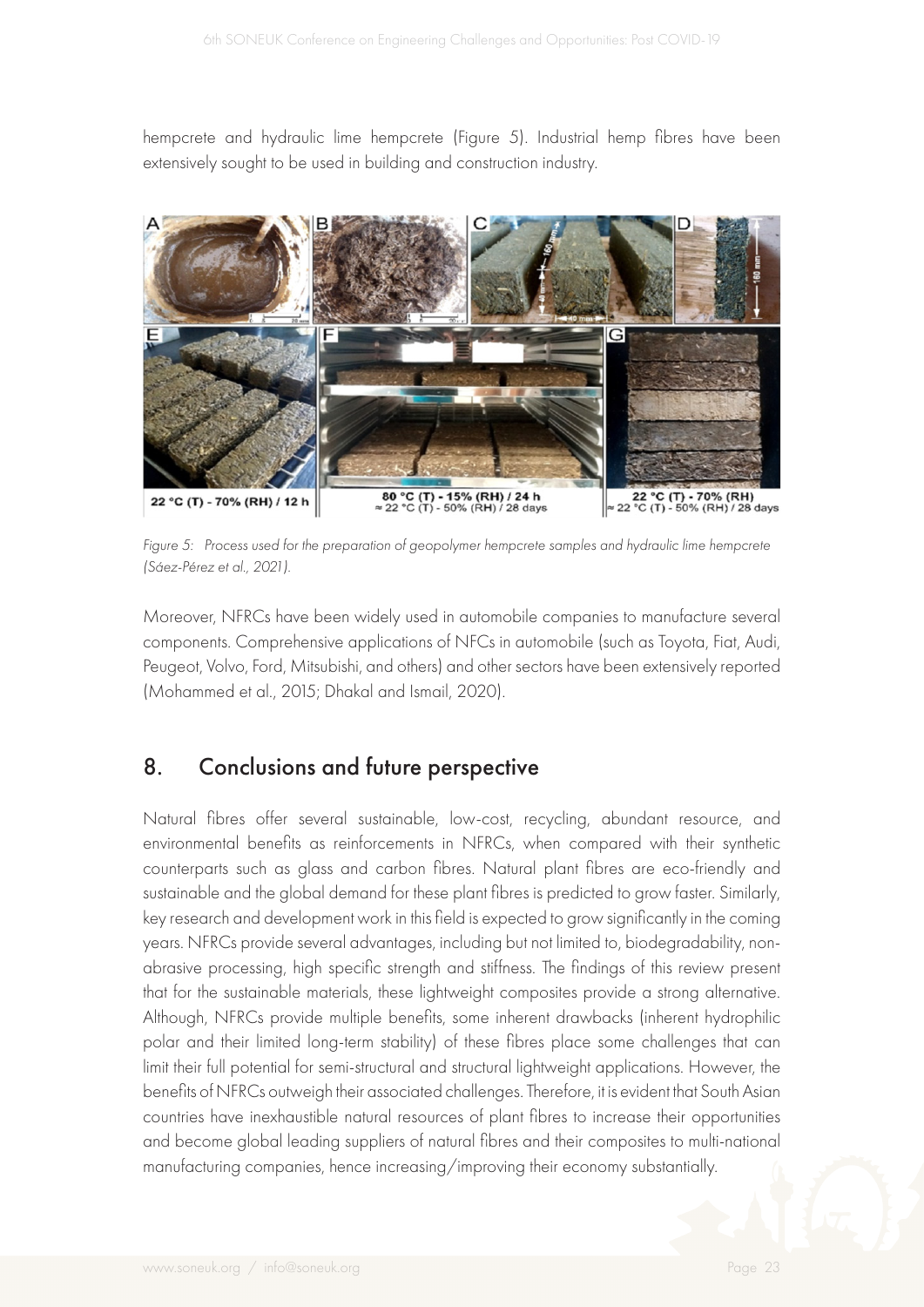hempcrete and hydraulic lime hempcrete (Figure 5). Industrial hemp fibres have been extensively sought to be used in building and construction industry.

*Figure 5: Process used for the preparation of geopolymer hempcrete samples and hydraulic lime hempcrete (Sáez-Pérez et al., 2021).*

Moreover, NFRCs have been widely used in automobile companies to manufacture several components. Comprehensive applications of NFCs in automobile (such as Toyota, Fiat, Audi, Peugeot, Volvo, Ford, Mitsubishi, and others) and other sectors have been extensively reported (Mohammed et al., 2015; Dhakal and Ismail, 2020).

## 8. Conclusions and future perspective

Natural fibres offer several sustainable, low-cost, recycling, abundant resource, and environmental benefits as reinforcements in NFRCs, when compared with their synthetic counterparts such as glass and carbon fibres. Natural plant fibres are eco-friendly and sustainable and the global demand for these plant fibres is predicted to grow faster. Similarly, key research and development work in this field is expected to grow significantly in the coming years. NFRCs provide several advantages, including but not limited to, biodegradability, non-abrasive processing, high specific strength and stiffness. The findings of this review present that for the sustainable materials, these lightweight composites provide a strong alternative. Although, NFRCs provide multiple benefits, some inherent drawbacks (inherent hydrophilic polar and their limited long-term stability) of these fibres place some challenges that can limit their full potential for semi-structural and structural lightweight applications. However, the benefits of NFRCs outweigh their associated challenges. Therefore, it is evident that South Asian countries have inexhaustible natural resources of plant fibres to increase their opportunities and become global leading suppliers of natural fibres and their composites to multi-national manufacturing companies, hence increasing/improving their economy substantially.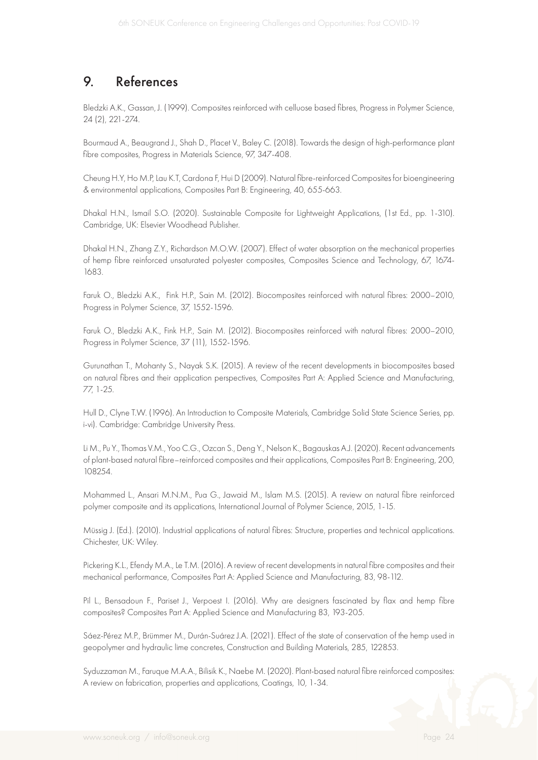## 9. References

Bledzki A.K., Gassan, J. (1999). Composites reinforced with celluose based fibres, Progress in Polymer Science, 24 (2), 221-274.

Bourmaud A., Beaugrand J., Shah D., Placet V., Baley C. (2018). Towards the design of high-performance plant fibre composites, Progress in Materials Science, 97, 347-408.

Cheung H.Y, Ho M.P, Lau K.T, Cardona F, Hui D (2009). Natural fibre-reinforced Composites for bioengineering & environmental applications, Composites Part B: Engineering, 40, 655-663.

Dhakal H.N., Ismail S.O. (2020). Sustainable Composite for Lightweight Applications, (1st Ed., pp. 1-310). Cambridge, UK: Elsevier Woodhead Publisher.

Dhakal H.N., Zhang Z.Y., Richardson M.O.W. (2007). Effect of water absorption on the mechanical properties of hemp fibre reinforced unsaturated polyester composites, Composites Science and Technology, 67, 1674-1683.

Faruk O., Bledzki A.K., Fink H.P., Sain M. (2012). Biocomposites reinforced with natural fibres: 2000–2010, Progress in Polymer Science, 37, 1552-1596.

Faruk O., Bledzki A.K., Fink H.P., Sain M. (2012). Biocomposites reinforced with natural fibres: 2000–2010, Progress in Polymer Science, 37 (11), 1552-1596.

Gurunathan T., Mohanty S., Nayak S.K. (2015). A review of the recent developments in biocomposites based on natural fibres and their application perspectives, Composites Part A: Applied Science and Manufacturing, 77, 1-25.

Hull D., Clyne T.W. (1996). An Introduction to Composite Materials, Cambridge Solid State Science Series, pp. i-vi). Cambridge: Cambridge University Press.

Li M., Pu Y., Thomas V.M., Yoo C.G., Ozcan S., Deng Y., Nelson K., Bagauskas A.J. (2020). Recent advancements of plant-based natural fibre–reinforced composites and their applications, Composites Part B: Engineering, 200, 108254.

Mohammed L., Ansari M.N.M., Pua G., Jawaid M., Islam M.S. (2015). A review on natural fibre reinforced polymer composite and its applications, International Journal of Polymer Science, 2015, 1-15.

Müssig J. (Ed.). (2010). Industrial applications of natural fibres: Structure, properties and technical applications. Chichester, UK: Wiley.

Pickering K.L., Efendy M.A., Le T.M. (2016). A review of recent developments in natural fibre composites and their mechanical performance, Composites Part A: Applied Science and Manufacturing, 83, 98-112.

Pil L., Bensadoun F., Pariset J., Verpoest I. (2016). Why are designers fascinated by flax and hemp fibre composites? Composites Part A: Applied Science and Manufacturing 83, 193-205.

Sáez-Pérez M.P., Brümmer M., Durán-Suárez J.A. (2021). Effect of the state of conservation of the hemp used in geopolymer and hydraulic lime concretes, Construction and Building Materials, 285, 122853.

Syduzzaman M., Faruque M.A.A., Bilisik K., Naebe M. (2020). Plant-based natural fibre reinforced composites: A review on fabrication, properties and applications, Coatings, 10, 1-34.